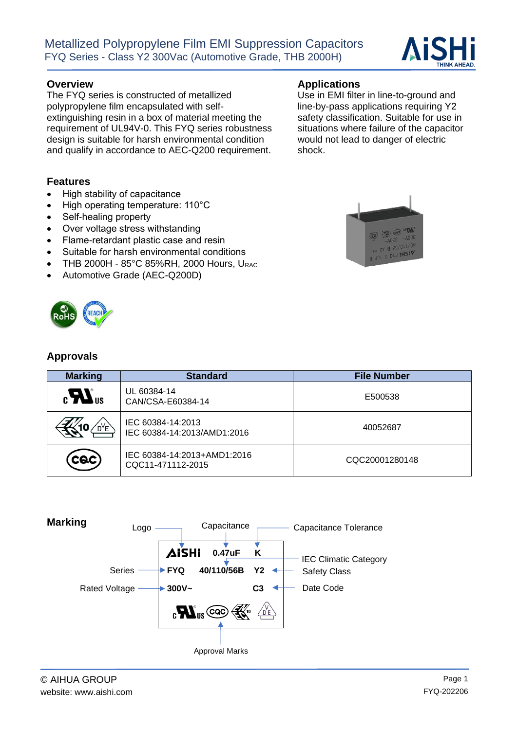# Metallized Polypropylene Film EMI Suppression Capacitors

FYQ Series - Class Y2 300Vac (Automotive Grade, THB 2000H)

## Overview

The FYQ series is constructed of metallized polypropylene film encapsulated with self-extinguishing resin in a box of material meeting the requirement of UL94V-0. This FYQ series robustness design is suitable for harsh environmental condition and qualify in accordance to AEC-Q200 requirement.

## Applications

Use in EMI filter in line-to-ground and line-by-pass applications requiring Y2 safety classification. Suitable for use in situations where failure of the capacitor would not lead to danger of electric shock.

## Features

- High stability of capacitance
- High operating temperature: 110°C
- Self-healing property
- Over voltage stress withstanding
- Flame-retardant plastic case and resin
- Suitable for harsh environmental conditions
- THB 2000H - 85°C 85%RH, 2000 Hours, $U_{RAC}$
- Automotive Grade (AEC-Q200D)

## Approvals

| Marking | Standard | File Number |
|---|---|---|
| cULus | UL 60384-14<br>CAN/CSA-E60384-14 | E500538 |
| ENEC 10 / VDE | IEC 60384-14:2013<br>IEC 60384-14:2013/AMD1:2016 | 40052687 |
| CQC | IEC 60384-14:2013+AMD1:2016<br>CQC11-471112-2015 | CQC20001280148 |

## Marking

Logo
Capacitance
Capacitance Tolerance
IEC Climatic Category
Safety Class
Date Code
Series
Rated Voltage
Approval Marks

AiSHi 0.47uF K
FYQ 40/110/56B Y2
300V~ C3

© AIHUA GROUP
website: www.aishi.com

FYQ-202206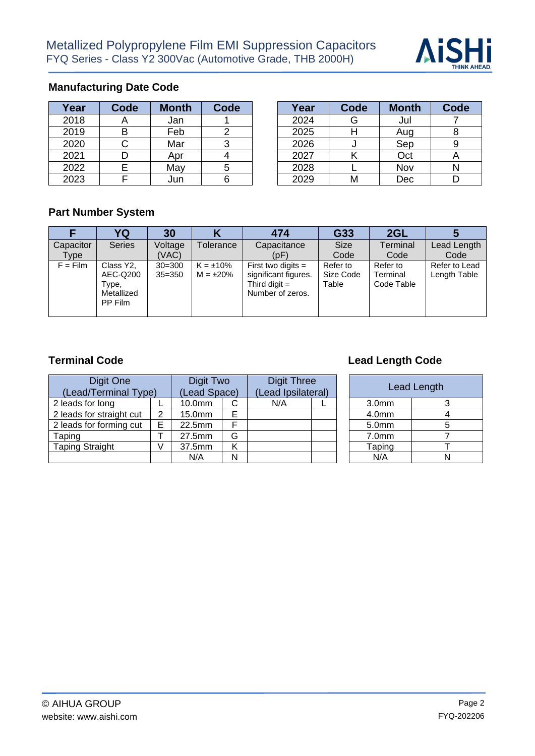## Manufacturing Date Code

| Year | Code | Month | Code |
|---|---|---|---|
| 2018 | A | Jan | 1 |
| 2019 | B | Feb | 2 |
| 2020 | C | Mar | 3 |
| 2021 | D | Apr | 4 |
| 2022 | E | May | 5 |
| 2023 | F | Jun | 6 |

| Year | Code | Month | Code |
|---|---|---|---|
| 2024 | G | Jul | 7 |
| 2025 | H | Aug | 8 |
| 2026 | J | Sep | 9 |
| 2027 | K | Oct | A |
| 2028 | L | Nov | N |
| 2029 | M | Dec | D |

## Part Number System

| F | YQ | 30 | K | 474 | G33 | 2GL | 5 |
|---|---|---|---|---|---|---|---|
| Capacitor Type | Series | Voltage (VAC) | Tolerance | Capacitance (pF) | Size Code | Terminal Code | Lead Length Code |
| F = Film | Class Y2, AEC-Q200 Type, Metallized PP Film | 30=300 35=350 | K = ±10% M = ±20% | First two digits = significant figures. Third digit = Number of zeros. | Refer to Size Code Table | Refer to Terminal Code Table | Refer to Lead Length Table |

## Terminal Code

| Digit One (Lead/Terminal Type) | | Digit Two (Lead Space) | | Digit Three (Lead Ipsilateral) | |
|---|---|---|---|---|---|
| 2 leads for long | L | 10.0mm | C | N/A | L |
| 2 leads for straight cut | 2 | 15.0mm | E | | |
| 2 leads for forming cut | E | 22.5mm | F | | |
| Taping | T | 27.5mm | G | | |
| Taping Straight | V | 37.5mm | K | | |
| | | N/A | N | | |

## Lead Length Code

| Lead Length | |
|---|---|
| 3.0mm | 3 |
| 4.0mm | 4 |
| 5.0mm | 5 |
| 7.0mm | 7 |
| Taping | T |
| N/A | N |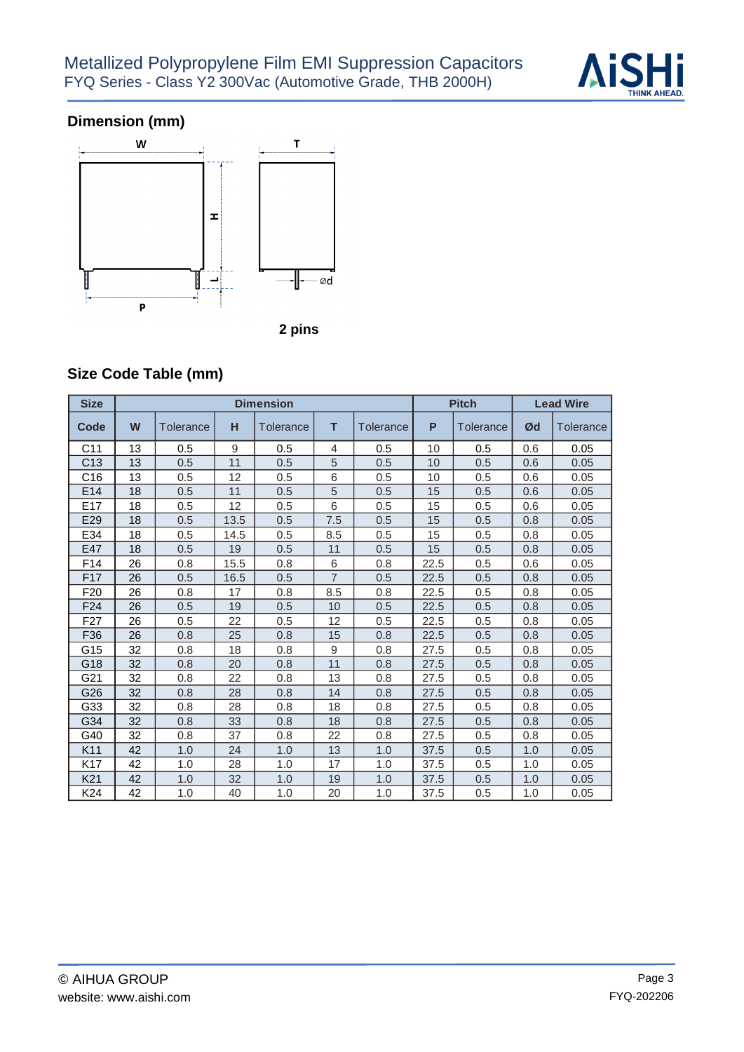## Dimension (mm)

W

T

H

L

ød

P

**2 pins**

## Size Code Table (mm)

| Size | Dimension | | | | | | Pitch | | Lead Wire | |
|---|---|---|---|---|---|---|---|---|---|---|
| Code | W | Tolerance | H | Tolerance | T | Tolerance | P | Tolerance | Ød | Tolerance |
| C11 | 13 | 0.5 | 9 | 0.5 | 4 | 0.5 | 10 | 0.5 | 0.6 | 0.05 |
| C13 | 13 | 0.5 | 11 | 0.5 | 5 | 0.5 | 10 | 0.5 | 0.6 | 0.05 |
| C16 | 13 | 0.5 | 12 | 0.5 | 6 | 0.5 | 10 | 0.5 | 0.6 | 0.05 |
| E14 | 18 | 0.5 | 11 | 0.5 | 5 | 0.5 | 15 | 0.5 | 0.6 | 0.05 |
| E17 | 18 | 0.5 | 12 | 0.5 | 6 | 0.5 | 15 | 0.5 | 0.6 | 0.05 |
| E29 | 18 | 0.5 | 13.5 | 0.5 | 7.5 | 0.5 | 15 | 0.5 | 0.8 | 0.05 |
| E34 | 18 | 0.5 | 14.5 | 0.5 | 8.5 | 0.5 | 15 | 0.5 | 0.8 | 0.05 |
| E47 | 18 | 0.5 | 19 | 0.5 | 11 | 0.5 | 15 | 0.5 | 0.8 | 0.05 |
| F14 | 26 | 0.8 | 15.5 | 0.8 | 6 | 0.8 | 22.5 | 0.5 | 0.6 | 0.05 |
| F17 | 26 | 0.5 | 16.5 | 0.5 | 7 | 0.5 | 22.5 | 0.5 | 0.8 | 0.05 |
| F20 | 26 | 0.8 | 17 | 0.8 | 8.5 | 0.8 | 22.5 | 0.5 | 0.8 | 0.05 |
| F24 | 26 | 0.5 | 19 | 0.5 | 10 | 0.5 | 22.5 | 0.5 | 0.8 | 0.05 |
| F27 | 26 | 0.5 | 22 | 0.5 | 12 | 0.5 | 22.5 | 0.5 | 0.8 | 0.05 |
| F36 | 26 | 0.8 | 25 | 0.8 | 15 | 0.8 | 22.5 | 0.5 | 0.8 | 0.05 |
| G15 | 32 | 0.8 | 18 | 0.8 | 9 | 0.8 | 27.5 | 0.5 | 0.8 | 0.05 |
| G18 | 32 | 0.8 | 20 | 0.8 | 11 | 0.8 | 27.5 | 0.5 | 0.8 | 0.05 |
| G21 | 32 | 0.8 | 22 | 0.8 | 13 | 0.8 | 27.5 | 0.5 | 0.8 | 0.05 |
| G26 | 32 | 0.8 | 28 | 0.8 | 14 | 0.8 | 27.5 | 0.5 | 0.8 | 0.05 |
| G33 | 32 | 0.8 | 28 | 0.8 | 18 | 0.8 | 27.5 | 0.5 | 0.8 | 0.05 |
| G34 | 32 | 0.8 | 33 | 0.8 | 18 | 0.8 | 27.5 | 0.5 | 0.8 | 0.05 |
| G40 | 32 | 0.8 | 37 | 0.8 | 22 | 0.8 | 27.5 | 0.5 | 0.8 | 0.05 |
| K11 | 42 | 1.0 | 24 | 1.0 | 13 | 1.0 | 37.5 | 0.5 | 1.0 | 0.05 |
| K17 | 42 | 1.0 | 28 | 1.0 | 17 | 1.0 | 37.5 | 0.5 | 1.0 | 0.05 |
| K21 | 42 | 1.0 | 32 | 1.0 | 19 | 1.0 | 37.5 | 0.5 | 1.0 | 0.05 |
| K24 | 42 | 1.0 | 40 | 1.0 | 20 | 1.0 | 37.5 | 0.5 | 1.0 | 0.05 |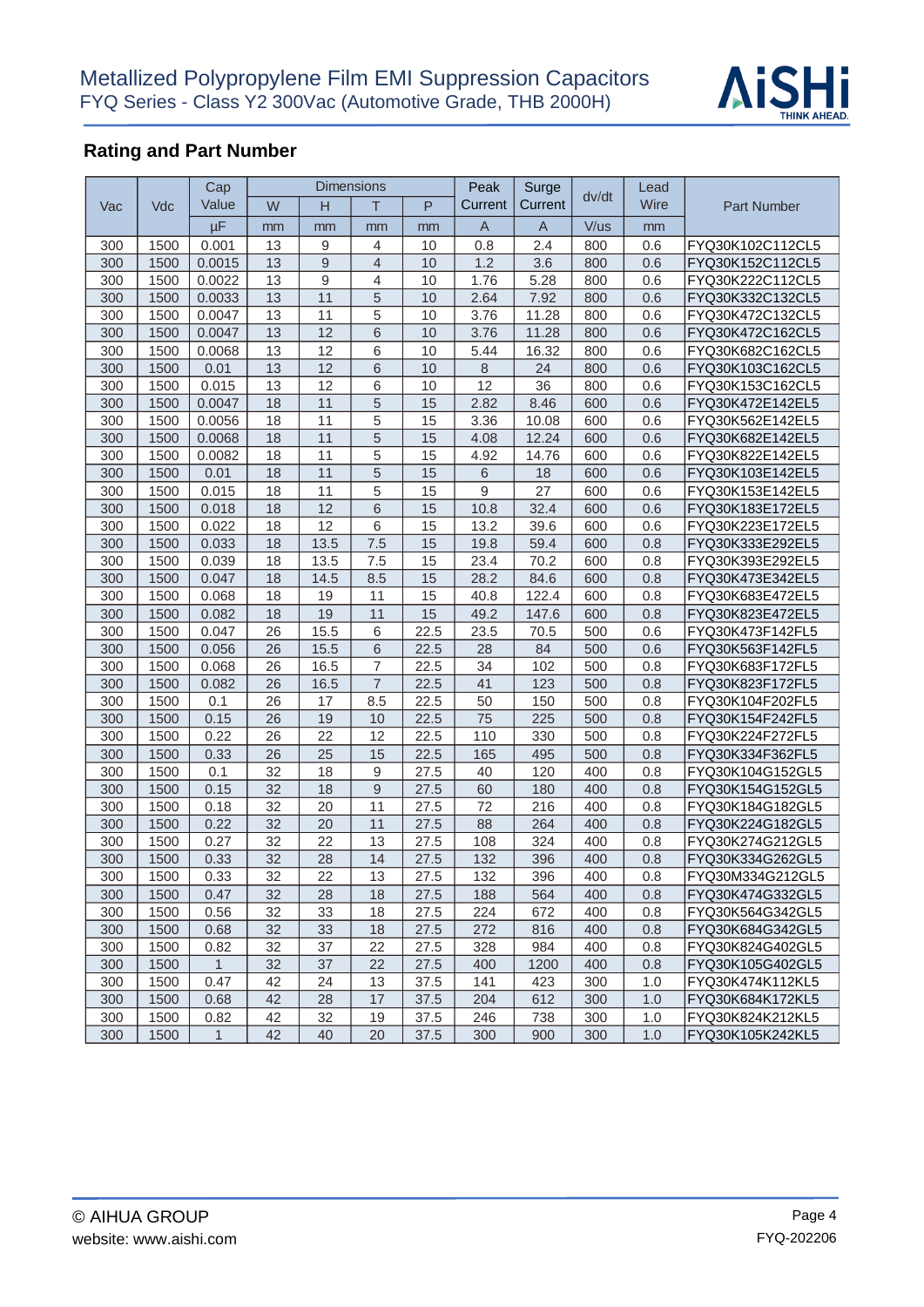## Rating and Part Number

| Vac | Vdc | Cap Value | Dimensions | | | | Peak Current | Surge Current | dv/dt | Lead Wire | Part Number |
|---|---|---|---|---|---|---|---|---|---|---|---|
| | | | W | H | T | P | | | | | |
| | | µF | mm | mm | mm | mm | A | A | V/us | mm | |
| 300 | 1500 | 0.001 | 13 | 9 | 4 | 10 | 0.8 | 2.4 | 800 | 0.6 | FYQ30K102C112CL5 |
| 300 | 1500 | 0.0015 | 13 | 9 | 4 | 10 | 1.2 | 3.6 | 800 | 0.6 | FYQ30K152C112CL5 |
| 300 | 1500 | 0.0022 | 13 | 9 | 4 | 10 | 1.76 | 5.28 | 800 | 0.6 | FYQ30K222C112CL5 |
| 300 | 1500 | 0.0033 | 13 | 11 | 5 | 10 | 2.64 | 7.92 | 800 | 0.6 | FYQ30K332C132CL5 |
| 300 | 1500 | 0.0047 | 13 | 11 | 5 | 10 | 3.76 | 11.28 | 800 | 0.6 | FYQ30K472C132CL5 |
| 300 | 1500 | 0.0047 | 13 | 12 | 6 | 10 | 3.76 | 11.28 | 800 | 0.6 | FYQ30K472C162CL5 |
| 300 | 1500 | 0.0068 | 13 | 12 | 6 | 10 | 5.44 | 16.32 | 800 | 0.6 | FYQ30K682C162CL5 |
| 300 | 1500 | 0.01 | 13 | 12 | 6 | 10 | 8 | 24 | 800 | 0.6 | FYQ30K103C162CL5 |
| 300 | 1500 | 0.015 | 13 | 12 | 6 | 10 | 12 | 36 | 800 | 0.6 | FYQ30K153C162CL5 |
| 300 | 1500 | 0.0047 | 18 | 11 | 5 | 15 | 2.82 | 8.46 | 600 | 0.6 | FYQ30K472E142EL5 |
| 300 | 1500 | 0.0056 | 18 | 11 | 5 | 15 | 3.36 | 10.08 | 600 | 0.6 | FYQ30K562E142EL5 |
| 300 | 1500 | 0.0068 | 18 | 11 | 5 | 15 | 4.08 | 12.24 | 600 | 0.6 | FYQ30K682E142EL5 |
| 300 | 1500 | 0.0082 | 18 | 11 | 5 | 15 | 4.92 | 14.76 | 600 | 0.6 | FYQ30K822E142EL5 |
| 300 | 1500 | 0.01 | 18 | 11 | 5 | 15 | 6 | 18 | 600 | 0.6 | FYQ30K103E142EL5 |
| 300 | 1500 | 0.015 | 18 | 11 | 5 | 15 | 9 | 27 | 600 | 0.6 | FYQ30K153E142EL5 |
| 300 | 1500 | 0.018 | 18 | 12 | 6 | 15 | 10.8 | 32.4 | 600 | 0.6 | FYQ30K183E172EL5 |
| 300 | 1500 | 0.022 | 18 | 12 | 6 | 15 | 13.2 | 39.6 | 600 | 0.6 | FYQ30K223E172EL5 |
| 300 | 1500 | 0.033 | 18 | 13.5 | 7.5 | 15 | 19.8 | 59.4 | 600 | 0.8 | FYQ30K333E292EL5 |
| 300 | 1500 | 0.039 | 18 | 13.5 | 7.5 | 15 | 23.4 | 70.2 | 600 | 0.8 | FYQ30K393E292EL5 |
| 300 | 1500 | 0.047 | 18 | 14.5 | 8.5 | 15 | 28.2 | 84.6 | 600 | 0.8 | FYQ30K473E342EL5 |
| 300 | 1500 | 0.068 | 18 | 19 | 11 | 15 | 40.8 | 122.4 | 600 | 0.8 | FYQ30K683E472EL5 |
| 300 | 1500 | 0.082 | 18 | 19 | 11 | 15 | 49.2 | 147.6 | 600 | 0.8 | FYQ30K823E472EL5 |
| 300 | 1500 | 0.047 | 26 | 15.5 | 6 | 22.5 | 23.5 | 70.5 | 500 | 0.6 | FYQ30K473F142FL5 |
| 300 | 1500 | 0.056 | 26 | 15.5 | 6 | 22.5 | 28 | 84 | 500 | 0.6 | FYQ30K563F142FL5 |
| 300 | 1500 | 0.068 | 26 | 16.5 | 7 | 22.5 | 34 | 102 | 500 | 0.8 | FYQ30K683F172FL5 |
| 300 | 1500 | 0.082 | 26 | 16.5 | 7 | 22.5 | 41 | 123 | 500 | 0.8 | FYQ30K823F172FL5 |
| 300 | 1500 | 0.1 | 26 | 17 | 8.5 | 22.5 | 50 | 150 | 500 | 0.8 | FYQ30K104F202FL5 |
| 300 | 1500 | 0.15 | 26 | 19 | 10 | 22.5 | 75 | 225 | 500 | 0.8 | FYQ30K154F242FL5 |
| 300 | 1500 | 0.22 | 26 | 22 | 12 | 22.5 | 110 | 330 | 500 | 0.8 | FYQ30K224F272FL5 |
| 300 | 1500 | 0.33 | 26 | 25 | 15 | 22.5 | 165 | 495 | 500 | 0.8 | FYQ30K334F362FL5 |
| 300 | 1500 | 0.1 | 32 | 18 | 9 | 27.5 | 40 | 120 | 400 | 0.8 | FYQ30K104G152GL5 |
| 300 | 1500 | 0.15 | 32 | 18 | 9 | 27.5 | 60 | 180 | 400 | 0.8 | FYQ30K154G152GL5 |
| 300 | 1500 | 0.18 | 32 | 20 | 11 | 27.5 | 72 | 216 | 400 | 0.8 | FYQ30K184G182GL5 |
| 300 | 1500 | 0.22 | 32 | 20 | 11 | 27.5 | 88 | 264 | 400 | 0.8 | FYQ30K224G182GL5 |
| 300 | 1500 | 0.27 | 32 | 22 | 13 | 27.5 | 108 | 324 | 400 | 0.8 | FYQ30K274G212GL5 |
| 300 | 1500 | 0.33 | 32 | 28 | 14 | 27.5 | 132 | 396 | 400 | 0.8 | FYQ30K334G262GL5 |
| 300 | 1500 | 0.33 | 32 | 22 | 13 | 27.5 | 132 | 396 | 400 | 0.8 | FYQ30M334G212GL5 |
| 300 | 1500 | 0.47 | 32 | 28 | 18 | 27.5 | 188 | 564 | 400 | 0.8 | FYQ30K474G332GL5 |
| 300 | 1500 | 0.56 | 32 | 33 | 18 | 27.5 | 224 | 672 | 400 | 0.8 | FYQ30K564G342GL5 |
| 300 | 1500 | 0.68 | 32 | 33 | 18 | 27.5 | 272 | 816 | 400 | 0.8 | FYQ30K684G342GL5 |
| 300 | 1500 | 0.82 | 32 | 37 | 22 | 27.5 | 328 | 984 | 400 | 0.8 | FYQ30K824G402GL5 |
| 300 | 1500 | 1 | 32 | 37 | 22 | 27.5 | 400 | 1200 | 400 | 0.8 | FYQ30K105G402GL5 |
| 300 | 1500 | 0.47 | 42 | 24 | 13 | 37.5 | 141 | 423 | 300 | 1.0 | FYQ30K474K112KL5 |
| 300 | 1500 | 0.68 | 42 | 28 | 17 | 37.5 | 204 | 612 | 300 | 1.0 | FYQ30K684K172KL5 |
| 300 | 1500 | 0.82 | 42 | 32 | 19 | 37.5 | 246 | 738 | 300 | 1.0 | FYQ30K824K212KL5 |
| 300 | 1500 | 1 | 42 | 40 | 20 | 37.5 | 300 | 900 | 300 | 1.0 | FYQ30K105K242KL5 |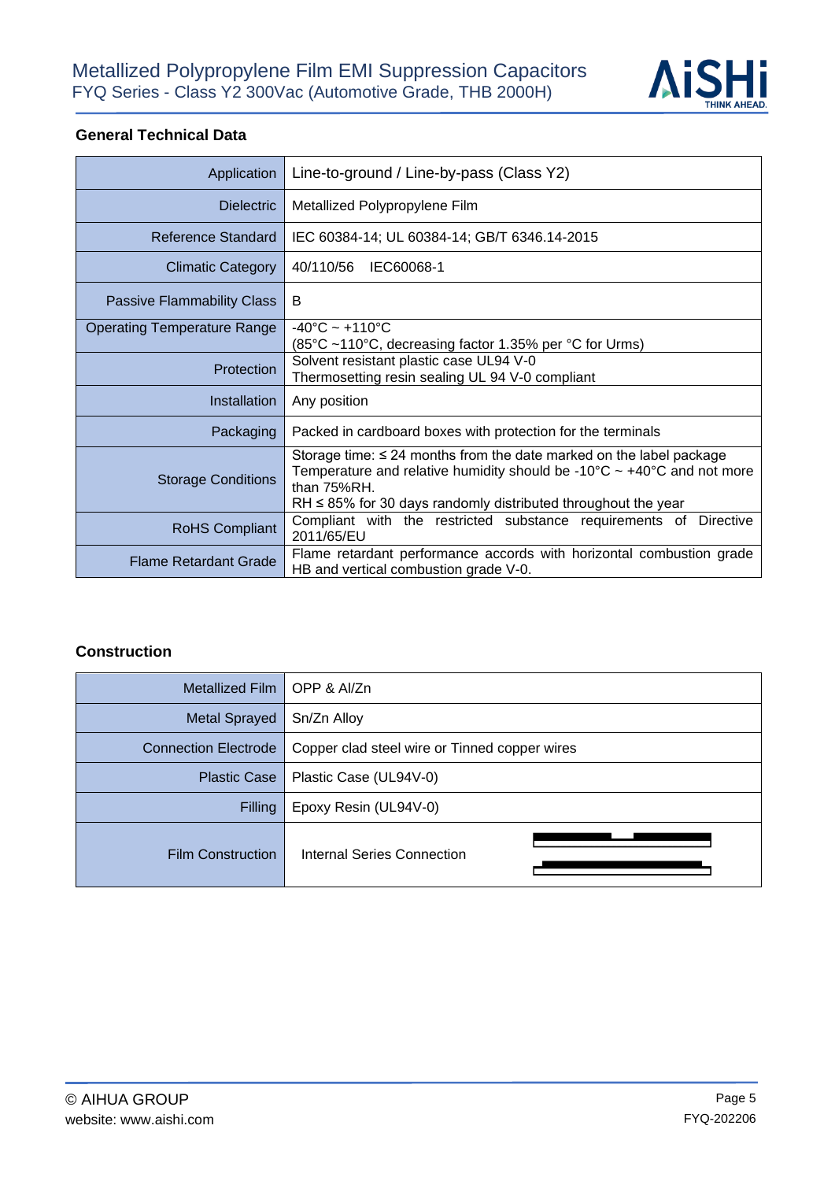## General Technical Data

| | |
|---|---|
| Application | Line-to-ground / Line-by-pass (Class Y2) |
| Dielectric | Metallized Polypropylene Film |
| Reference Standard | IEC 60384-14; UL 60384-14; GB/T 6346.14-2015 |
| Climatic Category | 40/110/56 IEC60068-1 |
| Passive Flammability Class | B |
| Operating Temperature Range | -40°C ~ +110°C<br>(85°C ~110°C, decreasing factor 1.35% per °C for Urms) |
| Protection | Solvent resistant plastic case UL94 V-0<br>Thermosetting resin sealing UL 94 V-0 compliant |
| Installation | Any position |
| Packaging | Packed in cardboard boxes with protection for the terminals |
| Storage Conditions | Storage time: ≤ 24 months from the date marked on the label package<br>Temperature and relative humidity should be -10°C ~ +40°C and not more than 75%RH.<br>RH ≤ 85% for 30 days randomly distributed throughout the year |
| RoHS Compliant | Compliant with the restricted substance requirements of Directive 2011/65/EU |
| Flame Retardant Grade | Flame retardant performance accords with horizontal combustion grade HB and vertical combustion grade V-0. |

## Construction

| | |
|---|---|
| Metallized Film | OPP & Al/Zn |
| Metal Sprayed | Sn/Zn Alloy |
| Connection Electrode | Copper clad steel wire or Tinned copper wires |
| Plastic Case | Plastic Case (UL94V-0) |
| Filling | Epoxy Resin (UL94V-0) |
| Film Construction | Internal Series Connection |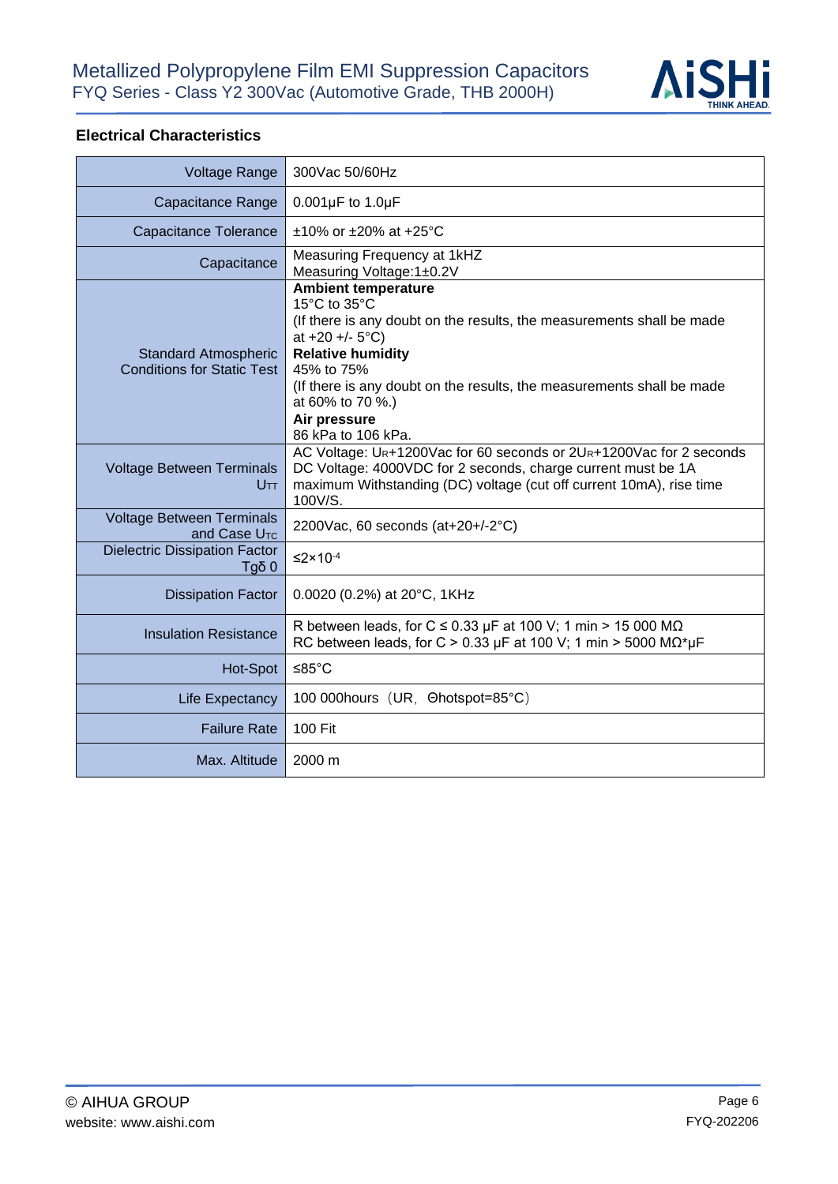## Electrical Characteristics

| | |
|---|---|
| Voltage Range | 300Vac 50/60Hz |
| Capacitance Range | 0.001μF to 1.0μF |
| Capacitance Tolerance | ±10% or ±20% at +25°C |
| Capacitance | Measuring Frequency at 1kHZ<br>Measuring Voltage:1±0.2V |
| Standard Atmospheric Conditions for Static Test | **Ambient temperature**<br>15°C to 35°C<br>(If there is any doubt on the results, the measurements shall be made at +20 +/- 5°C)<br>**Relative humidity**<br>45% to 75%<br>(If there is any doubt on the results, the measurements shall be made at 60% to 70 %.)<br>**Air pressure**<br>86 kPa to 106 kPa. |
| Voltage Between Terminals $U_{TT}$ | AC Voltage: $U_R$+1200Vac for 60 seconds or $2U_R$+1200Vac for 2 seconds<br>DC Voltage: 4000VDC for 2 seconds, charge current must be 1A maximum Withstanding (DC) voltage (cut off current 10mA), rise time 100V/S. |
| Voltage Between Terminals and Case $U_{TC}$ | 2200Vac, 60 seconds (at+20+/-2°C) |
| Dielectric Dissipation Factor Tgδ 0 | ≤$2×10^{-4}$ |
| Dissipation Factor | 0.0020 (0.2%) at 20°C, 1KHz |
| Insulation Resistance | R between leads, for C ≤ 0.33 μF at 100 V; 1 min > 15 000 MΩ<br>RC between leads, for C > 0.33 μF at 100 V; 1 min > 5000 MΩ*μF |
| Hot-Spot | ≤85°C |
| Life Expectancy | 100 000hours（UR，Θhotspot=85°C） |
| Failure Rate | 100 Fit |
| Max. Altitude | 2000 m |

© AIHUA GROUP
website: www.aishi.com

FYQ-202206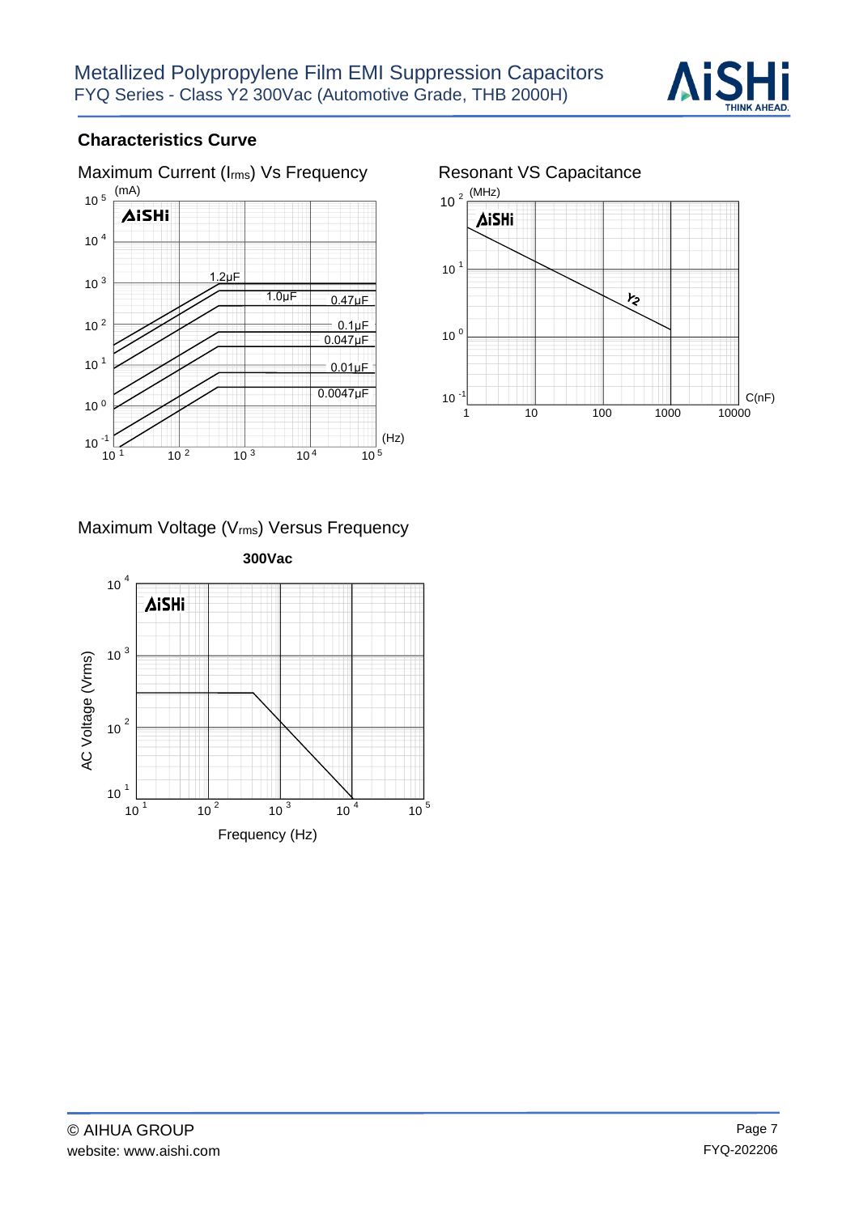## Characteristics Curve

Maximum Current ($I_{rms}$) Vs Frequency

(mA)

$10^5$
$10^4$
$10^3$
$10^2$
$10^1$
$10^0$
$10^{-1}$

AiSHi

1.2μF
1.0μF
0.47μF
0.1μF
0.047μF
0.01μF
0.0047μF

$10^1$ $10^2$ $10^3$ $10^4$ $10^5$ (Hz)

Resonant VS Capacitance

(MHz)

$10^2$
$10^1$
$10^0$
$10^{-1}$

AiSHi

Y2

1 10 100 1000 10000 C(nF)

Maximum Voltage ($V_{rms}$) Versus Frequency

**300Vac**

AC Voltage (Vrms)

$10^4$
$10^3$
$10^2$
$10^1$

AiSHi

$10^1$ $10^2$ $10^3$ $10^4$ $10^5$

Frequency (Hz)

© AIHUA GROUP
website: www.aishi.com

FYQ-202206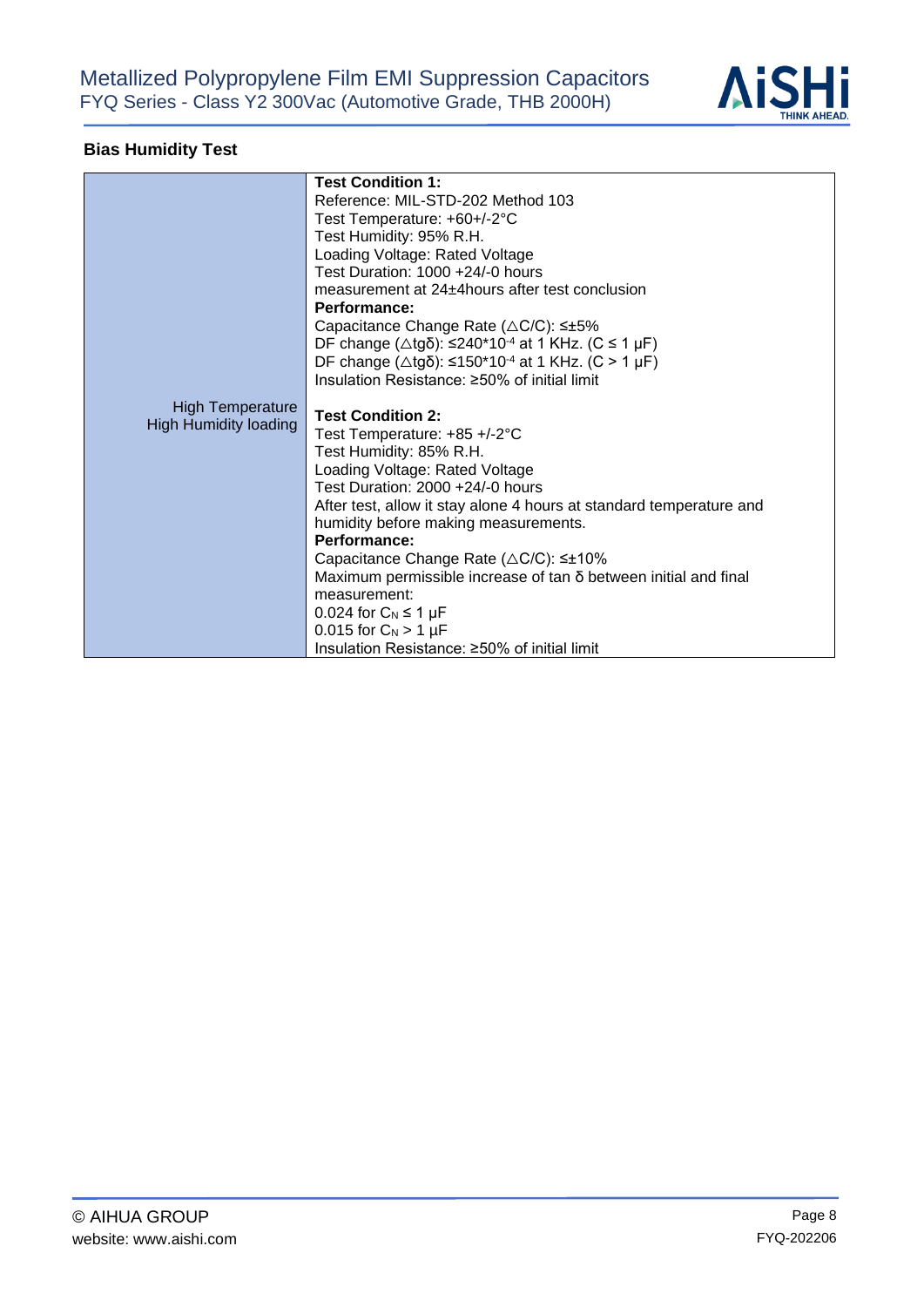### Bias Humidity Test

| | |
|---|---|
| High Temperature High Humidity loading | **Test Condition 1:**<br>Reference: MIL-STD-202 Method 103<br>Test Temperature: +60+/-2°C<br>Test Humidity: 95% R.H.<br>Loading Voltage: Rated Voltage<br>Test Duration: 1000 +24/-0 hours<br>measurement at 24±4hours after test conclusion<br>**Performance:**<br>Capacitance Change Rate (△C/C): ≤±5%<br>DF change (△tgδ): ≤240\*$10^{-4}$ at 1 KHz. (C ≤ 1 μF)<br>DF change (△tgδ): ≤150\*$10^{-4}$ at 1 KHz. (C > 1 μF)<br>Insulation Resistance: ≥50% of initial limit<br><br>**Test Condition 2:**<br>Test Temperature: +85 +/-2°C<br>Test Humidity: 85% R.H.<br>Loading Voltage: Rated Voltage<br>Test Duration: 2000 +24/-0 hours<br>After test, allow it stay alone 4 hours at standard temperature and humidity before making measurements.<br>**Performance:**<br>Capacitance Change Rate (△C/C): ≤±10%<br>Maximum permissible increase of tan δ between initial and final measurement:<br>0.024 for $C_N$ ≤ 1 μF<br>0.015 for $C_N$ > 1 μF<br>Insulation Resistance: ≥50% of initial limit |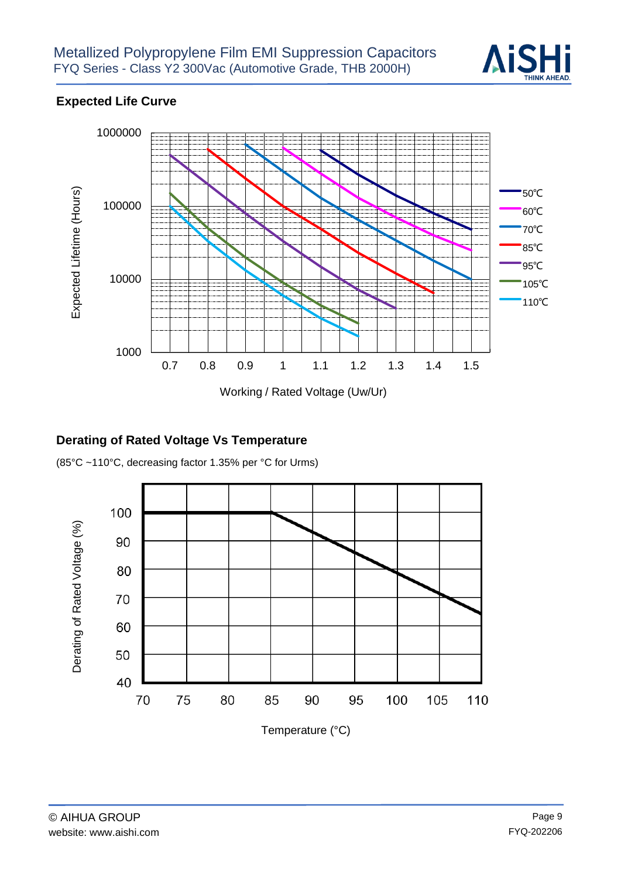## Expected Life Curve

Expected Lifetime (Hours)

1000000
100000
10000
1000

0.7 0.8 0.9 1 1.1 1.2 1.3 1.4 1.5

Working / Rated Voltage (Uw/Ur)

50℃
60℃
70℃
85℃
95℃
105℃
110℃

## Derating of Rated Voltage Vs Temperature

(85°C ~110°C, decreasing factor 1.35% per °C for Urms)

Derating of Rated Voltage (%)

100
90
80
70
60
50
40

70 75 80 85 90 95 100 105 110

Temperature (°C)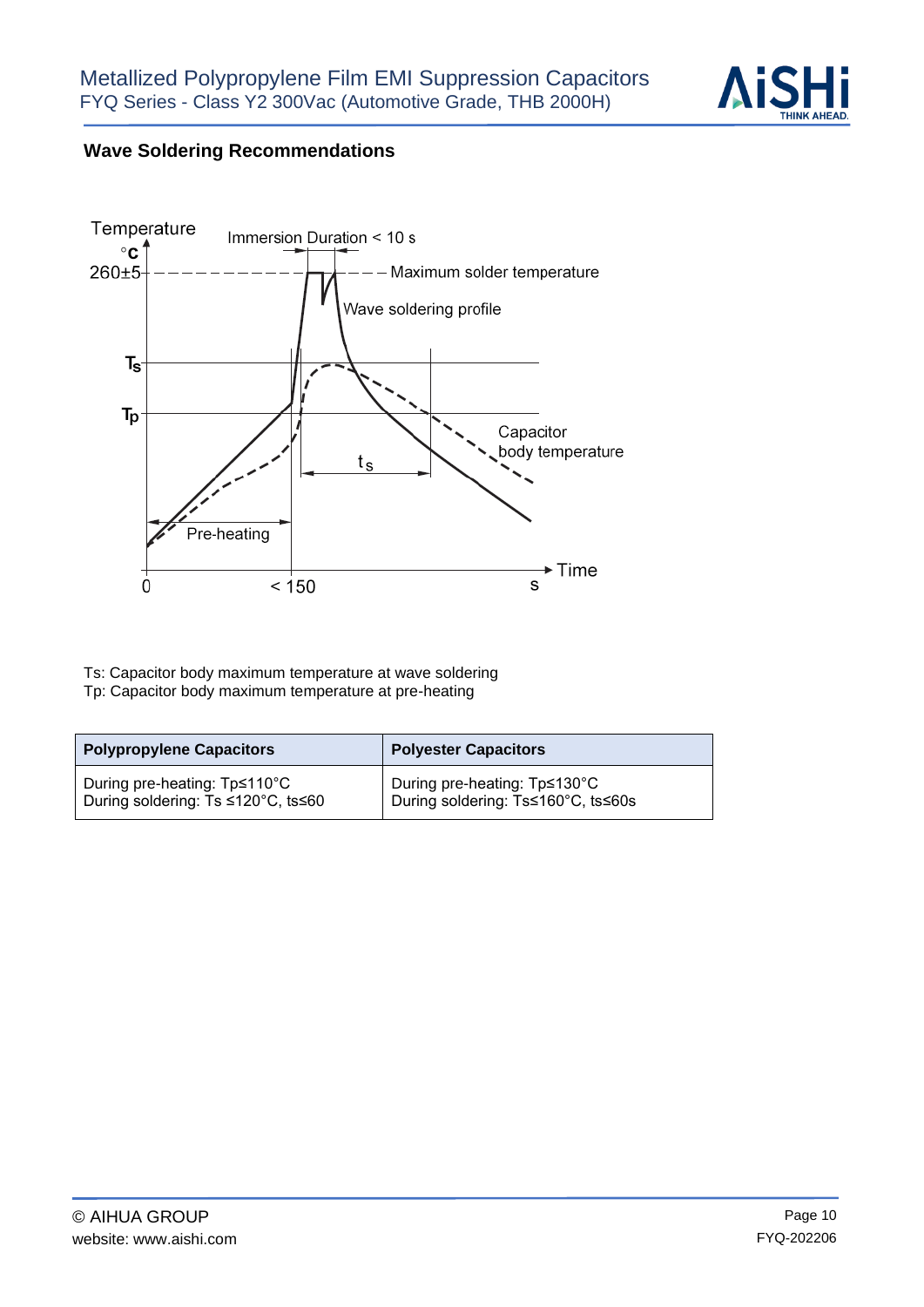## Wave Soldering Recommendations

Temperature
°C
260±5
Immersion Duration < 10 s
Maximum solder temperature
Wave soldering profile
$T_S$
$T_P$
Capacitor body temperature
$t_S$
Pre-heating
0
< 150
s
Time

Ts: Capacitor body maximum temperature at wave soldering
Tp: Capacitor body maximum temperature at pre-heating

| Polypropylene Capacitors | Polyester Capacitors |
|---|---|
| During pre-heating: Tp≤110°C<br>During soldering: Ts ≤120°C, ts≤60 | During pre-heating: Tp≤130°C<br>During soldering: Ts≤160°C, ts≤60s |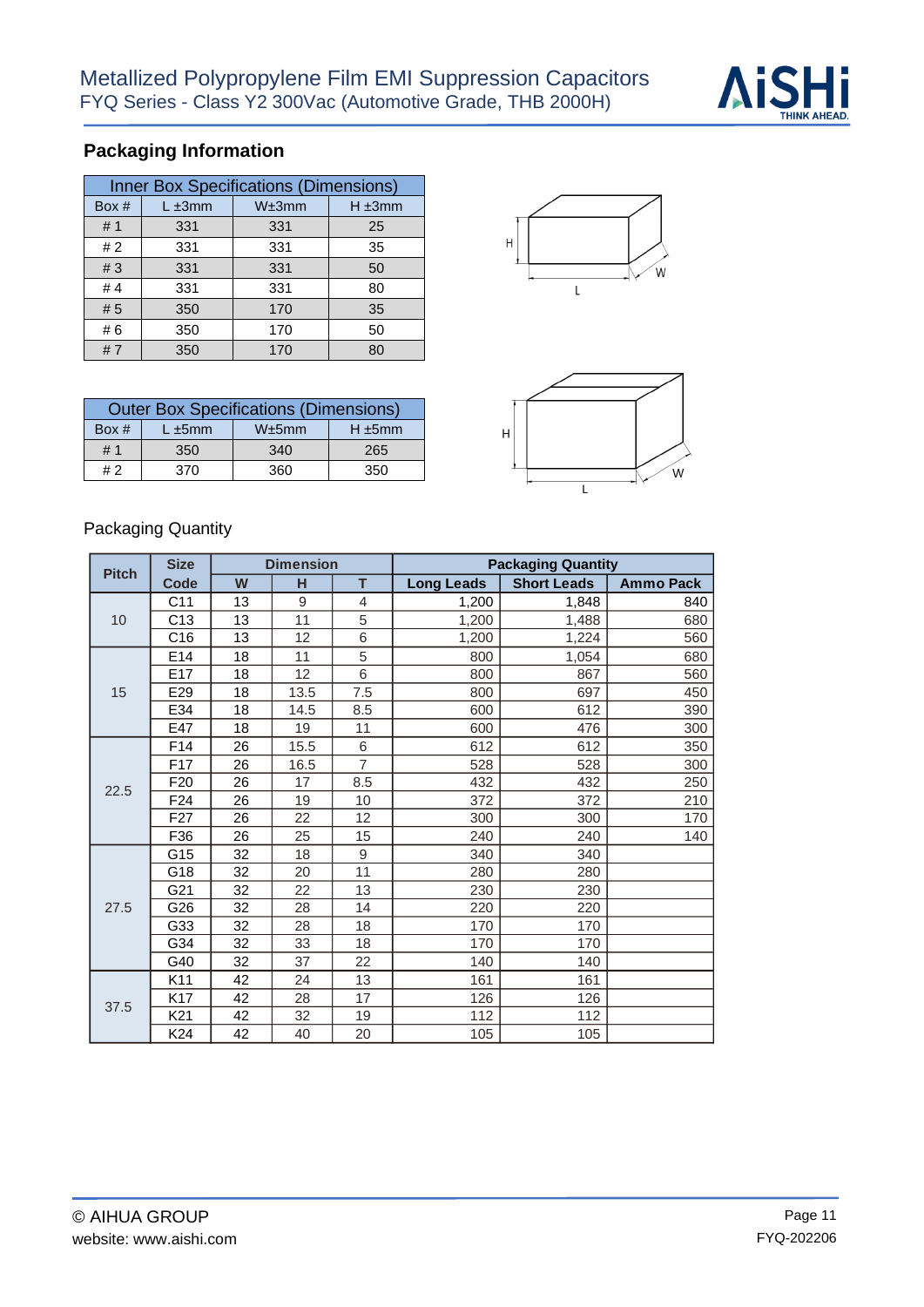## Packaging Information

| Inner Box Specifications (Dimensions) | | | |
|---|---|---|---|
| Box # | L ±3mm | W±3mm | H ±3mm |
| # 1 | 331 | 331 | 25 |
| # 2 | 331 | 331 | 35 |
| # 3 | 331 | 331 | 50 |
| # 4 | 331 | 331 | 80 |
| # 5 | 350 | 170 | 35 |
| # 6 | 350 | 170 | 50 |
| # 7 | 350 | 170 | 80 |

| Outer Box Specifications (Dimensions) | | | |
|---|---|---|---|
| Box # | L ±5mm | W±5mm | H ±5mm |
| # 1 | 350 | 340 | 265 |
| # 2 | 370 | 360 | 350 |

Packaging Quantity

| Pitch | Size Code | Dimension | | | Packaging Quantity | | |
|---|---|---|---|---|---|---|---|
| | | W | H | T | Long Leads | Short Leads | Ammo Pack |
| 10 | C11 | 13 | 9 | 4 | 1,200 | 1,848 | 840 |
| | C13 | 13 | 11 | 5 | 1,200 | 1,488 | 680 |
| | C16 | 13 | 12 | 6 | 1,200 | 1,224 | 560 |
| 15 | E14 | 18 | 11 | 5 | 800 | 1,054 | 680 |
| | E17 | 18 | 12 | 6 | 800 | 867 | 560 |
| | E29 | 18 | 13.5 | 7.5 | 800 | 697 | 450 |
| | E34 | 18 | 14.5 | 8.5 | 600 | 612 | 390 |
| | E47 | 18 | 19 | 11 | 600 | 476 | 300 |
| 22.5 | F14 | 26 | 15.5 | 6 | 612 | 612 | 350 |
| | F17 | 26 | 16.5 | 7 | 528 | 528 | 300 |
| | F20 | 26 | 17 | 8.5 | 432 | 432 | 250 |
| | F24 | 26 | 19 | 10 | 372 | 372 | 210 |
| | F27 | 26 | 22 | 12 | 300 | 300 | 170 |
| | F36 | 26 | 25 | 15 | 240 | 240 | 140 |
| 27.5 | G15 | 32 | 18 | 9 | 340 | 340 | |
| | G18 | 32 | 20 | 11 | 280 | 280 | |
| | G21 | 32 | 22 | 13 | 230 | 230 | |
| | G26 | 32 | 28 | 14 | 220 | 220 | |
| | G33 | 32 | 28 | 18 | 170 | 170 | |
| | G34 | 32 | 33 | 18 | 170 | 170 | |
| | G40 | 32 | 37 | 22 | 140 | 140 | |
| 37.5 | K11 | 42 | 24 | 13 | 161 | 161 | |
| | K17 | 42 | 28 | 17 | 126 | 126 | |
| | K21 | 42 | 32 | 19 | 112 | 112 | |
| | K24 | 42 | 40 | 20 | 105 | 105 | |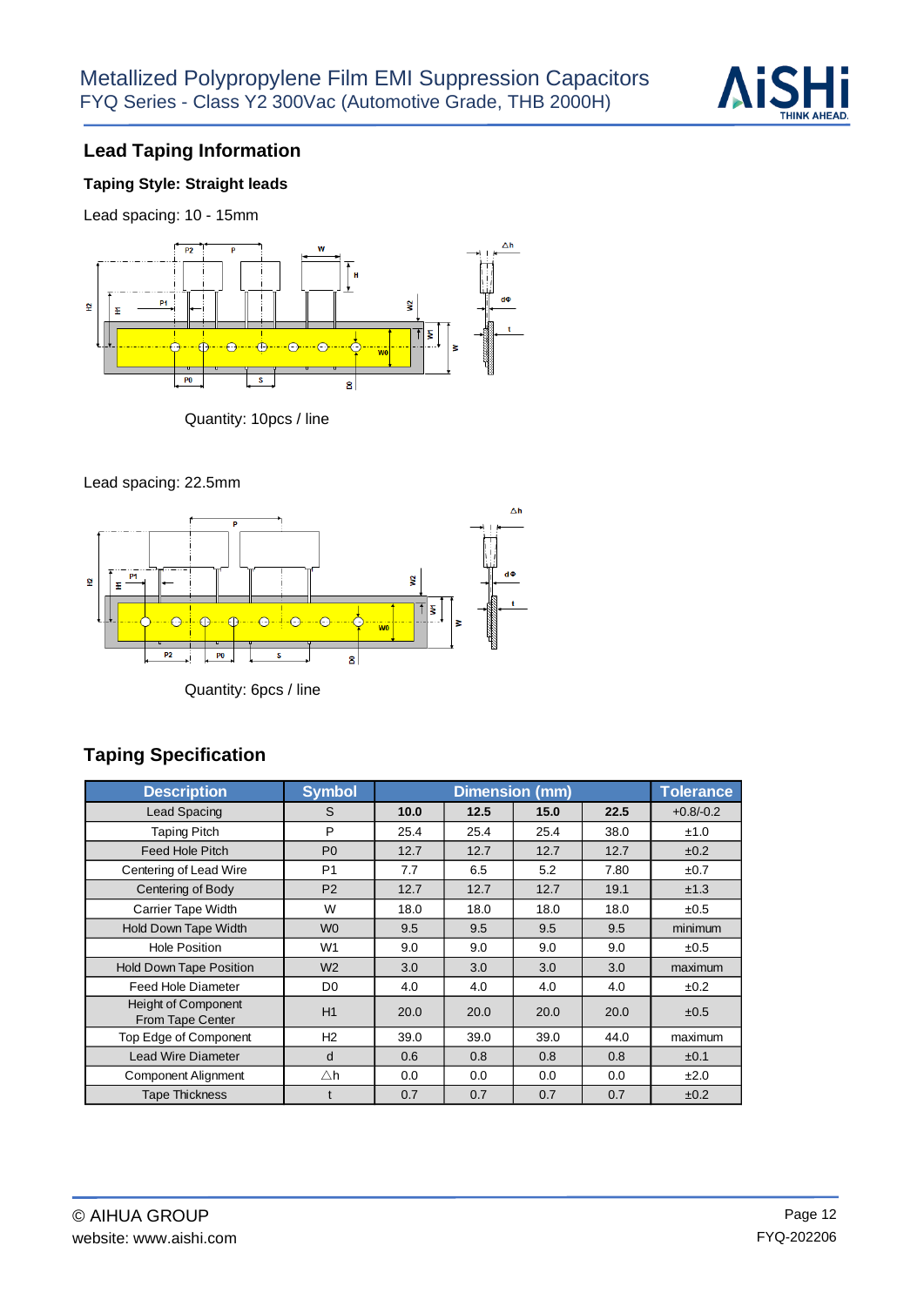## Lead Taping Information

### Taping Style: Straight leads

Lead spacing: 10 - 15mm

P2 P W H H2 H1 P1 W2 W1 W W0 P0 S D0 △h dΦ t

Quantity: 10pcs / line

Lead spacing: 22.5mm

P H2 H1 P1 W2 W1 W W0 P2 P0 S D0 △h dΦ t

Quantity: 6pcs / line

## Taping Specification

| Description | Symbol | Dimension (mm) | | | | Tolerance |
|---|---|---|---|---|---|---|
| Lead Spacing | S | **10.0** | **12.5** | **15.0** | **22.5** | +0.8/-0.2 |
| Taping Pitch | P | 25.4 | 25.4 | 25.4 | 38.0 | ±1.0 |
| Feed Hole Pitch | P0 | 12.7 | 12.7 | 12.7 | 12.7 | ±0.2 |
| Centering of Lead Wire | P1 | 7.7 | 6.5 | 5.2 | 7.80 | ±0.7 |
| Centering of Body | P2 | 12.7 | 12.7 | 12.7 | 19.1 | ±1.3 |
| Carrier Tape Width | W | 18.0 | 18.0 | 18.0 | 18.0 | ±0.5 |
| Hold Down Tape Width | W0 | 9.5 | 9.5 | 9.5 | 9.5 | minimum |
| Hole Position | W1 | 9.0 | 9.0 | 9.0 | 9.0 | ±0.5 |
| Hold Down Tape Position | W2 | 3.0 | 3.0 | 3.0 | 3.0 | maximum |
| Feed Hole Diameter | D0 | 4.0 | 4.0 | 4.0 | 4.0 | ±0.2 |
| Height of Component From Tape Center | H1 | 20.0 | 20.0 | 20.0 | 20.0 | ±0.5 |
| Top Edge of Component | H2 | 39.0 | 39.0 | 39.0 | 44.0 | maximum |
| Lead Wire Diameter | d | 0.6 | 0.8 | 0.8 | 0.8 | ±0.1 |
| Component Alignment | △h | 0.0 | 0.0 | 0.0 | 0.0 | ±2.0 |
| Tape Thickness | t | 0.7 | 0.7 | 0.7 | 0.7 | ±0.2 |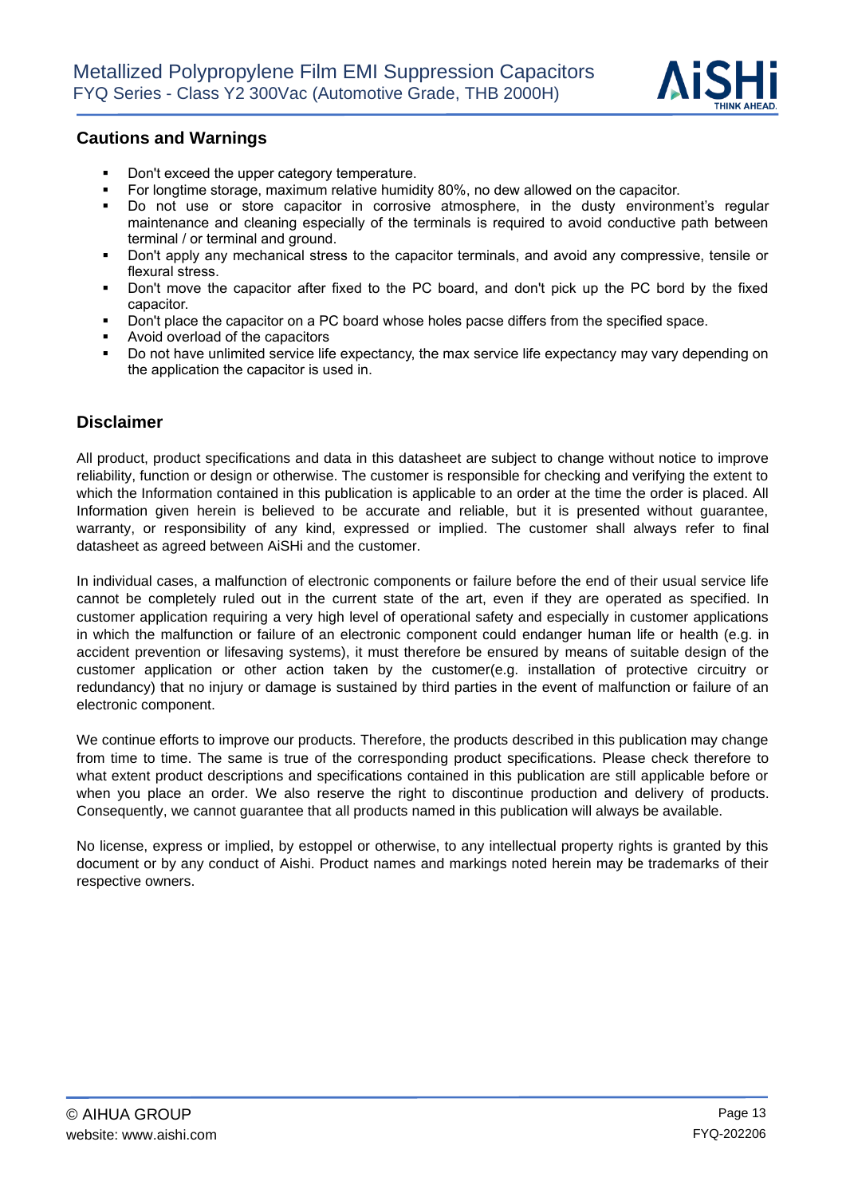## Cautions and Warnings

- Don't exceed the upper category temperature.
- For longtime storage, maximum relative humidity 80%, no dew allowed on the capacitor.
- Do not use or store capacitor in corrosive atmosphere, in the dusty environment's regular maintenance and cleaning especially of the terminals is required to avoid conductive path between terminal / or terminal and ground.
- Don't apply any mechanical stress to the capacitor terminals, and avoid any compressive, tensile or flexural stress.
- Don't move the capacitor after fixed to the PC board, and don't pick up the PC bord by the fixed capacitor.
- Don't place the capacitor on a PC board whose holes pacse differs from the specified space.
- Avoid overload of the capacitors
- Do not have unlimited service life expectancy, the max service life expectancy may vary depending on the application the capacitor is used in.

## Disclaimer

All product, product specifications and data in this datasheet are subject to change without notice to improve reliability, function or design or otherwise. The customer is responsible for checking and verifying the extent to which the Information contained in this publication is applicable to an order at the time the order is placed. All Information given herein is believed to be accurate and reliable, but it is presented without guarantee, warranty, or responsibility of any kind, expressed or implied. The customer shall always refer to final datasheet as agreed between AiSHi and the customer.

In individual cases, a malfunction of electronic components or failure before the end of their usual service life cannot be completely ruled out in the current state of the art, even if they are operated as specified. In customer application requiring a very high level of operational safety and especially in customer applications in which the malfunction or failure of an electronic component could endanger human life or health (e.g. in accident prevention or lifesaving systems), it must therefore be ensured by means of suitable design of the customer application or other action taken by the customer(e.g. installation of protective circuitry or redundancy) that no injury or damage is sustained by third parties in the event of malfunction or failure of an electronic component.

We continue efforts to improve our products. Therefore, the products described in this publication may change from time to time. The same is true of the corresponding product specifications. Please check therefore to what extent product descriptions and specifications contained in this publication are still applicable before or when you place an order. We also reserve the right to discontinue production and delivery of products. Consequently, we cannot guarantee that all products named in this publication will always be available.

No license, express or implied, by estoppel or otherwise, to any intellectual property rights is granted by this document or by any conduct of Aishi. Product names and markings noted herein may be trademarks of their respective owners.